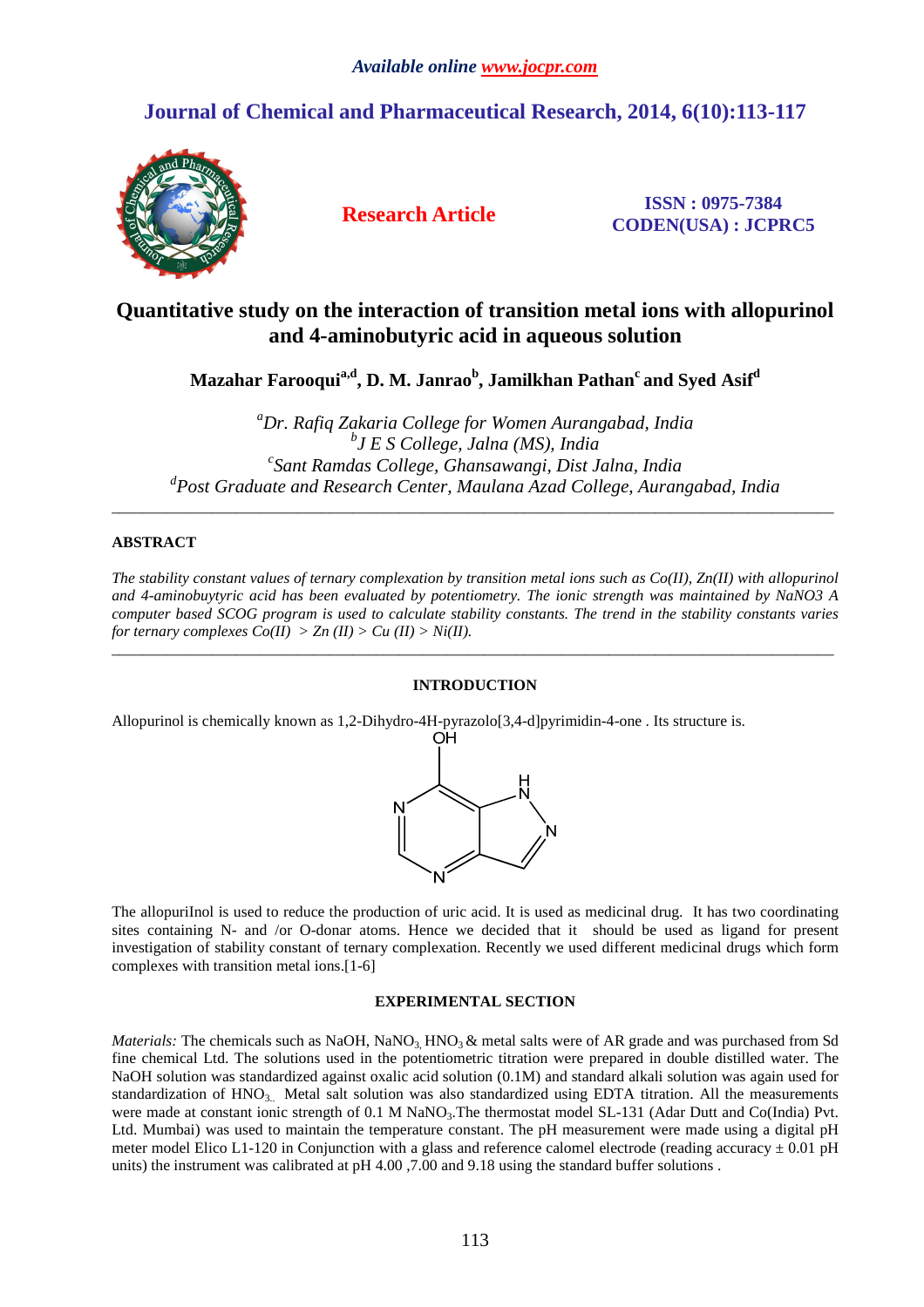*Available online www.jocpr.com*

## Journal of Chemical and Pharmaceutical Research, 2014, 6(10):113-117

**Research Article**

**ISSN : 0975-7384**
**CODEN(USA) : JCPRC5**

# Quantitative study on the interaction of transition metal ions with allopurinol and 4-aminobutyric acid in aqueous solution

**Mazahar Farooqui[a,d], D. M. Janrao[b], Jamilkhan Pathan[c] and Syed Asif[d]**

*[a]Dr. Rafiq Zakaria College for Women Aurangabad, India*
*[b]J E S College, Jalna (MS), India*
*[c]Sant Ramdas College, Ghansawangi, Dist Jalna, India*
*[d]Post Graduate and Research Center, Maulana Azad College, Aurangabad, India*

---

## ABSTRACT

*The stability constant values of ternary complexation by transition metal ions such as Co(II), Zn(II) with allopurinol and 4-aminobuytyric acid has been evaluated by potentiometry. The ionic strength was maintained by NaNO3 A computer based SCOG program is used to calculate stability constants. The trend in the stability constants varies for ternary complexes Co(II) > Zn (II) > Cu (II) > Ni(II).*

---

## INTRODUCTION

Allopurinol is chemically known as 1,2-Dihydro-4H-pyrazolo[3,4-d]pyrimidin-4-one . Its structure is.

OH

N H

N

N

N

The allopurilnol is used to reduce the production of uric acid. It is used as medicinal drug. It has two coordinating sites containing N- and /or O-donar atoms. Hence we decided that it should be used as ligand for present investigation of stability constant of ternary complexation. Recently we used different medicinal drugs which form complexes with transition metal ions.[1-6]

## EXPERIMENTAL SECTION

*Materials:* The chemicals such as NaOH, $NaNO_3$, $HNO_3$ & metal salts were of AR grade and was purchased from Sd fine chemical Ltd. The solutions used in the potentiometric titration were prepared in double distilled water. The NaOH solution was standardized against oxalic acid solution (0.1M) and standard alkali solution was again used for standardization of $HNO_3$. Metal salt solution was also standardized using EDTA titration. All the measurements were made at constant ionic strength of 0.1 M $NaNO_3$.The thermostat model SL-131 (Adar Dutt and Co(India) Pvt. Ltd. Mumbai) was used to maintain the temperature constant. The pH measurement were made using a digital pH meter model Elico L1-120 in Conjunction with a glass and reference calomel electrode (reading accuracy ± 0.01 pH units) the instrument was calibrated at pH 4.00 ,7.00 and 9.18 using the standard buffer solutions .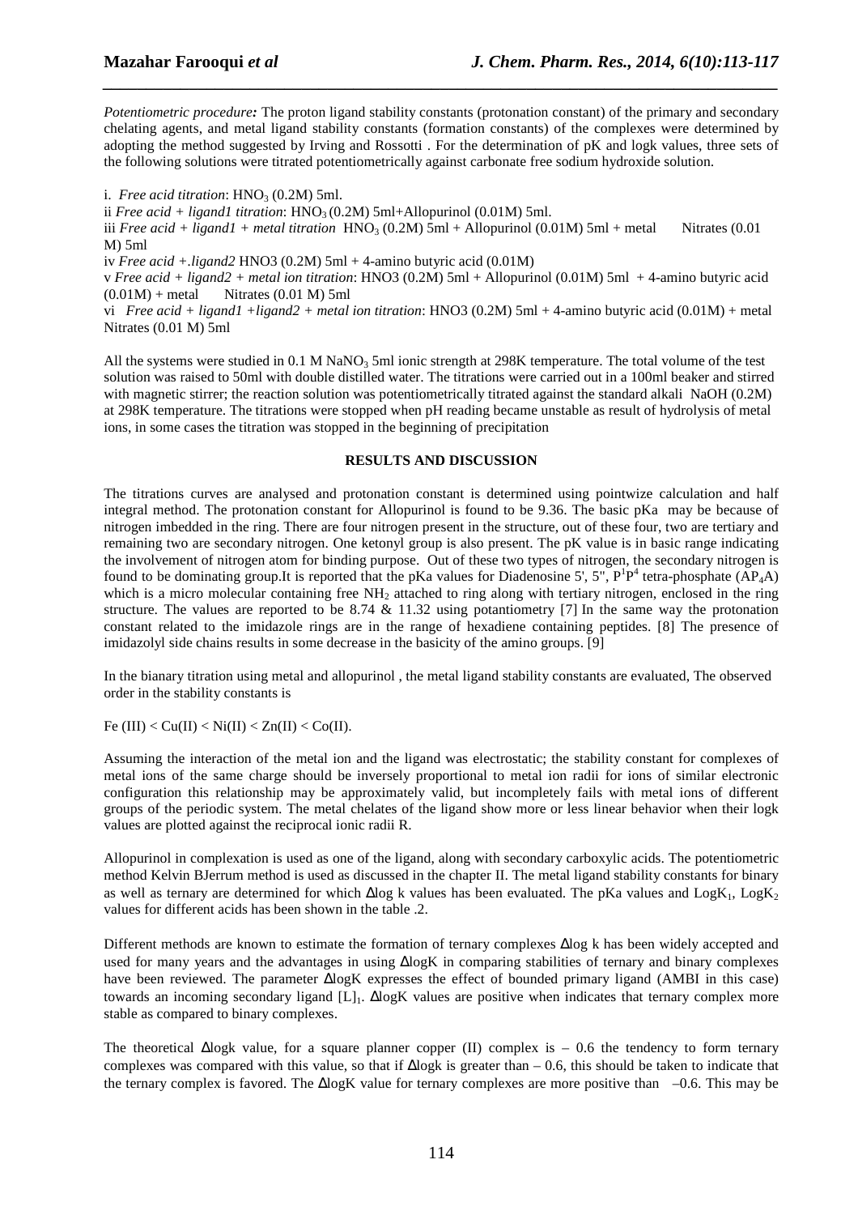*Potentiometric procedure:* The proton ligand stability constants (protonation constant) of the primary and secondary chelating agents, and metal ligand stability constants (formation constants) of the complexes were determined by adopting the method suggested by Irving and Rossotti . For the determination of pK and logk values, three sets of the following solutions were titrated potentiometrically against carbonate free sodium hydroxide solution.

i. *Free acid titration*: $HNO_3$ (0.2M) 5ml.
ii *Free acid + ligand1 titration*: $HNO_3$ (0.2M) 5ml+Allopurinol (0.01M) 5ml.
iii *Free acid + ligand1 + metal titration* $HNO_3$ (0.2M) 5ml + Allopurinol (0.01M) 5ml + metal Nitrates (0.01 M) 5ml
iv *Free acid +.ligand2* HNO3 (0.2M) 5ml + 4-amino butyric acid (0.01M)
v *Free acid + ligand2 + metal ion titration*: HNO3 (0.2M) 5ml + Allopurinol (0.01M) 5ml + 4-amino butyric acid (0.01M) + metal Nitrates (0.01 M) 5ml
vi *Free acid + ligand1 +ligand2 + metal ion titration*: HNO3 (0.2M) 5ml + 4-amino butyric acid (0.01M) + metal Nitrates (0.01 M) 5ml

All the systems were studied in 0.1 M $NaNO_3$ 5ml ionic strength at 298K temperature. The total volume of the test solution was raised to 50ml with double distilled water. The titrations were carried out in a 100ml beaker and stirred with magnetic stirrer; the reaction solution was potentiometrically titrated against the standard alkali NaOH (0.2M) at 298K temperature. The titrations were stopped when pH reading became unstable as result of hydrolysis of metal ions, in some cases the titration was stopped in the beginning of precipitation

## RESULTS AND DISCUSSION

The titrations curves are analysed and protonation constant is determined using pointwize calculation and half integral method. The protonation constant for Allopurinol is found to be 9.36. The basic pKa may be because of nitrogen imbedded in the ring. There are four nitrogen present in the structure, out of these four, two are tertiary and remaining two are secondary nitrogen. One ketonyl group is also present. The pK value is in basic range indicating the involvement of nitrogen atom for binding purpose. Out of these two types of nitrogen, the secondary nitrogen is found to be dominating group.It is reported that the pKa values for Diadenosine 5', 5'', $P^1P^4$ tetra-phosphate ($AP_4A$) which is a micro molecular containing free $NH_2$ attached to ring along with tertiary nitrogen, enclosed in the ring structure. The values are reported to be 8.74 & 11.32 using potantiometry [7] In the same way the protonation constant related to the imidazole rings are in the range of hexadiene containing peptides. [8] The presence of imidazolyl side chains results in some decrease in the basicity of the amino groups. [9]

In the bianary titration using metal and allopurinol , the metal ligand stability constants are evaluated, The observed order in the stability constants is

Fe (III) < Cu(II) < Ni(II) < Zn(II) < Co(II).

Assuming the interaction of the metal ion and the ligand was electrostatic; the stability constant for complexes of metal ions of the same charge should be inversely proportional to metal ion radii for ions of similar electronic configuration this relationship may be approximately valid, but incompletely fails with metal ions of different groups of the periodic system. The metal chelates of the ligand show more or less linear behavior when their logk values are plotted against the reciprocal ionic radii R.

Allopurinol in complexation is used as one of the ligand, along with secondary carboxylic acids. The potentiometric method Kelvin BJerrum method is used as discussed in the chapter II. The metal ligand stability constants for binary as well as ternary are determined for which Δlog k values has been evaluated. The pKa values and $LogK_1$, $LogK_2$ values for different acids has been shown in the table .2.

Different methods are known to estimate the formation of ternary complexes Δlog k has been widely accepted and used for many years and the advantages in using ΔlogK in comparing stabilities of ternary and binary complexes have been reviewed. The parameter ΔlogK expresses the effect of bounded primary ligand (AMBI in this case) towards an incoming secondary ligand $[L]_1$. ΔlogK values are positive when indicates that ternary complex more stable as compared to binary complexes.

The theoretical Δlogk value, for a square planner copper (II) complex is – 0.6 the tendency to form ternary complexes was compared with this value, so that if Δlogk is greater than – 0.6, this should be taken to indicate that the ternary complex is favored. The ΔlogK value for ternary complexes are more positive than –0.6. This may be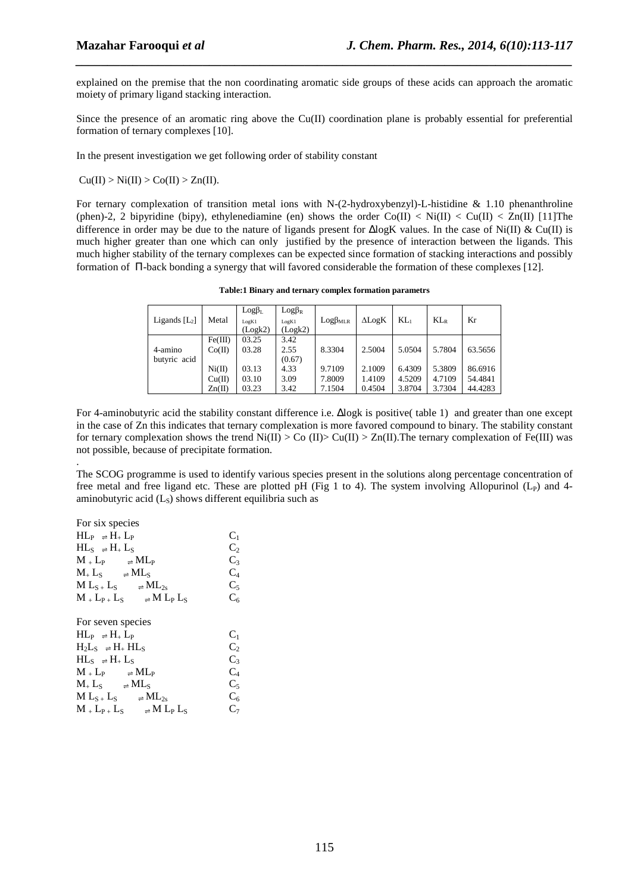explained on the premise that the non coordinating aromatic side groups of these acids can approach the aromatic moiety of primary ligand stacking interaction.

Since the presence of an aromatic ring above the Cu(II) coordination plane is probably essential for preferential formation of ternary complexes [10].

In the present investigation we get following order of stability constant

Cu(II) > Ni(II) > Co(II) > Zn(II).

For ternary complexation of transition metal ions with N-(2-hydroxybenzyl)-L-histidine & 1.10 phenanthroline (phen)-2, 2 bipyridine (bipy), ethylenediamine (en) shows the order Co(II) < Ni(II) < Cu(II) < Zn(II) [11]The difference in order may be due to the nature of ligands present for ΔlogK values. In the case of Ni(II) & Cu(II) is much higher greater than one which can only justified by the presence of interaction between the ligands. This much higher stability of the ternary complexes can be expected since formation of stacking interactions and possibly formation of Π-back bonding a synergy that will favored considerable the formation of these complexes [12].

**Table:1 Binary and ternary complex formation parametrs**

| Ligands [$L_2$] | Metal | $Log\beta_L$ LogK1 (Logk2) | $Log\beta_R$ LogK1 (Logk2) | $Log\beta_{MLR}$ | ΔLogK | $KL_1$ | $KL_R$ | Kr |
|---|---|---|---|---|---|---|---|---|
| 4-amino butyric acid | Fe(III) | 03.25 | 3.42 | | | | | |
| | Co(II) | 03.28 | 2.55 (0.67) | 8.3304 | 2.5004 | 5.0504 | 5.7804 | 63.5656 |
| | Ni(II) | 03.13 | 4.33 | 9.7109 | 2.1009 | 6.4309 | 5.3809 | 86.6916 |
| | Cu(II) | 03.10 | 3.09 | 7.8009 | 1.4109 | 4.5209 | 4.7109 | 54.4841 |
| | Zn(II) | 03.23 | 3.42 | 7.1504 | 0.4504 | 3.8704 | 3.7304 | 44.4283 |

For 4-aminobutyric acid the stability constant difference i.e. Δlogk is positive( table 1) and greater than one except in the case of Zn this indicates that ternary complexation is more favored compound to binary. The stability constant for ternary complexation shows the trend Ni(II) > Co (II)> Cu(II) > Zn(II).The ternary complexation of Fe(III) was not possible, because of precipitate formation.

The SCOG programme is used to identify various species present in the solutions along percentage concentration of free metal and free ligand etc. These are plotted pH (Fig 1 to 4). The system involving Allopurinol ($L_P$) and 4-aminobutyric acid ($L_S$) shows different equilibria such as

For six species

$HL_P \rightleftharpoons H_+ L_P$ — $C_1$

$HL_S \rightleftharpoons H_+ L_S$ — $C_2$

$M_+ L_P \rightleftharpoons ML_P$ — $C_3$

$M_+ L_S \rightleftharpoons ML_S$ — $C_4$

$M L_{S+} L_S \rightleftharpoons ML_{2S}$ — $C_5$

$M_+ L_{P+} L_S \rightleftharpoons M L_P L_S$ — $C_6$

For seven species

$HL_P \rightleftharpoons H_+ L_P$ — $C_1$

$H_2L_S \rightleftharpoons H_+ HL_S$ — $C_2$

$HL_S \rightleftharpoons H_+ L_S$ — $C_3$

$M_+ L_P \rightleftharpoons ML_P$ — $C_4$

$M_+ L_S \rightleftharpoons ML_S$ — $C_5$

$M L_{S+} L_S \rightleftharpoons ML_{2S}$ — $C_6$

$M_+ L_{P+} L_S \rightleftharpoons M L_P L_S$ — $C_7$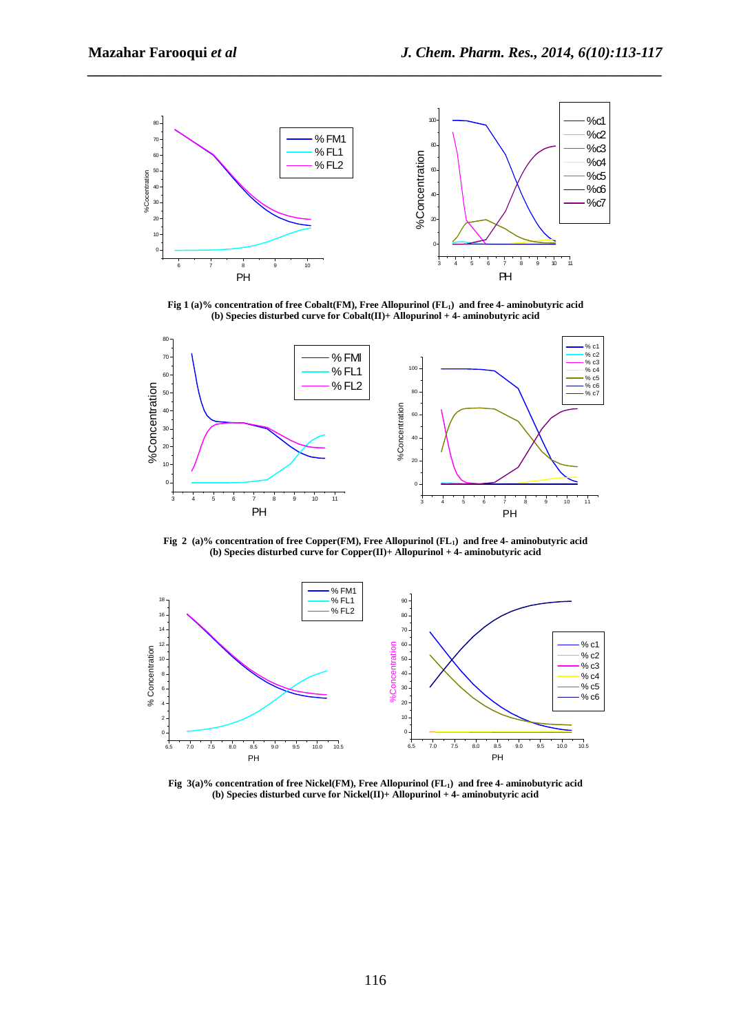%Cocentration

80
70
60
50
40
30
20
10
0

6 7 8 9 10

PH

% FM1
% FL1
% FL2

%Concentration

100
80
60
40
20
0

3 4 5 6 7 8 9 10 11

PH

%c1
%c2
%c3
%c4
%c5
%c6
%c7

**Fig 1 (a)% concentration of free Cobalt(FM), Free Allopurinol ($FL_1$) and free 4- aminobutyric acid**
**(b) Species disturbed curve for Cobalt(II)+ Allopurinol + 4- aminobutyric acid**

%Concentration

80
70
60
50
40
30
20
10
0

3 4 5 6 7 8 9 10 11

PH

% FMl
% FL1
% FL2

%Concentration

100
80
60
40
20
0

3 4 5 6 7 8 9 10 11

PH

% c1
% c2
% c3
% c4
% c5
% c6
% c7

**Fig 2 (a)% concentration of free Copper(FM), Free Allopurinol ($FL_1$) and free 4- aminobutyric acid**
**(b) Species disturbed curve for Copper(II)+ Allopurinol + 4- aminobutyric acid**

% Concentration

18
16
14
12
10
8
6
4
2
0

6.5 7.0 7.5 8.0 8.5 9.0 9.5 10.0 10.5

PH

% FM1
% FL1
% FL2

%Concentration

90
80
70
60
50
40
30
20
10
0

6.5 7.0 7.5 8.0 8.5 9.0 9.5 10.0 10.5

PH

% c1
% c2
% c3
% c4
% c5
% c6

**Fig 3(a)% concentration of free Nickel(FM), Free Allopurinol ($FL_1$) and free 4- aminobutyric acid**
**(b) Species disturbed curve for Nickel(II)+ Allopurinol + 4- aminobutyric acid**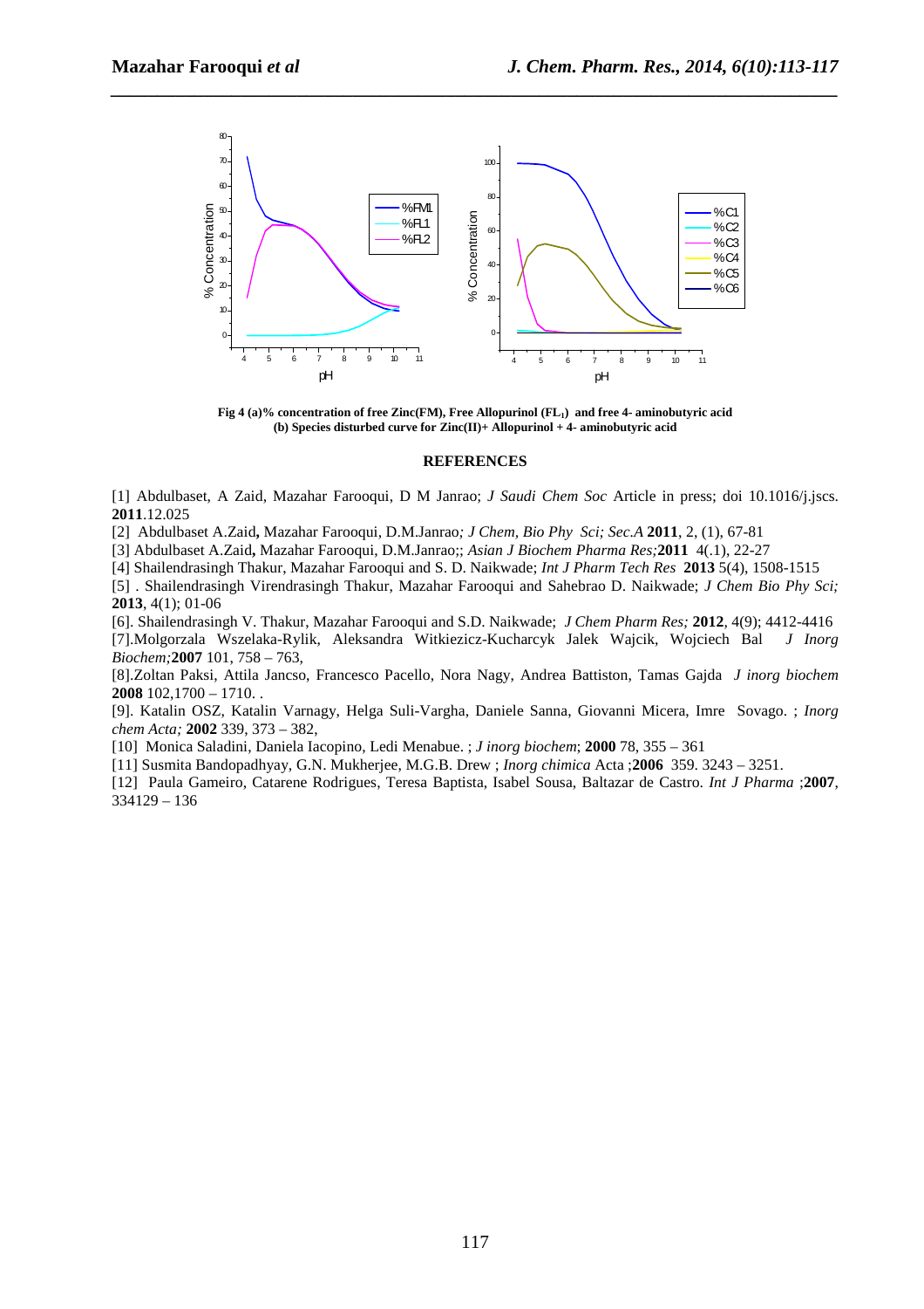% Concentration

80
70
60
50
40
30
20
10
0

4 5 6 7 8 9 10 11

pH

%FM1
%FL1
%FL2

% Concentration

100
80
60
40
20
0

4 5 6 7 8 9 10 11

pH

%C1
%C2
%C3
%C4
%C5
%C6

**Fig 4 (a)% concentration of free Zinc(FM), Free Allopurinol ($FL_1$) and free 4- aminobutyric acid (b) Species disturbed curve for Zinc(II)+ Allopurinol + 4- aminobutyric acid**

## REFERENCES

[1] Abdulbaset, A Zaid, Mazahar Farooqui, D M Janrao; *J Saudi Chem Soc* Article in press; doi 10.1016/j.jscs. **2011**.12.025

[2] Abdulbaset A.Zaid**,** Mazahar Farooqui, D.M.Janrao*; J Chem, Bio Phy Sci; Sec.A* **2011**, 2, (1), 67-81

[3] Abdulbaset A.Zaid**,** Mazahar Farooqui, D.M.Janrao;; *Asian J Biochem Pharma Res;***2011** 4(.1), 22-27

[4] Shailendrasingh Thakur, Mazahar Farooqui and S. D. Naikwade; *Int J Pharm Tech Res* **2013** 5(4), 1508-1515

[5] . Shailendrasingh Virendrasingh Thakur, Mazahar Farooqui and Sahebrao D. Naikwade; *J Chem Bio Phy Sci;* **2013**, 4(1); 01-06

[6]. Shailendrasingh V. Thakur, Mazahar Farooqui and S.D. Naikwade; *J Chem Pharm Res;* **2012**, 4(9); 4412-4416

[7].Molgorzala Wszelaka-Rylik, Aleksandra Witkiezicz-Kucharcyk Jalek Wajcik, Wojciech Bal *J Inorg Biochem;***2007** 101, 758 – 763,

[8].Zoltan Paksi, Attila Jancso, Francesco Pacello, Nora Nagy, Andrea Battiston, Tamas Gajda *J inorg biochem* **2008** 102,1700 – 1710. .

[9]. Katalin OSZ, Katalin Varnagy, Helga Suli-Vargha, Daniele Sanna, Giovanni Micera, Imre Sovago. ; *Inorg chem Acta;* **2002** 339, 373 – 382,

[10] Monica Saladini, Daniela Iacopino, Ledi Menabue. ; *J inorg biochem*; **2000** 78, 355 – 361

[11] Susmita Bandopadhyay, G.N. Mukherjee, M.G.B. Drew ; *Inorg chimica* Acta ;**2006** 359. 3243 – 3251.

[12] Paula Gameiro, Catarene Rodrigues, Teresa Baptista, Isabel Sousa, Baltazar de Castro. *Int J Pharma* ;**2007**, 334129 – 136